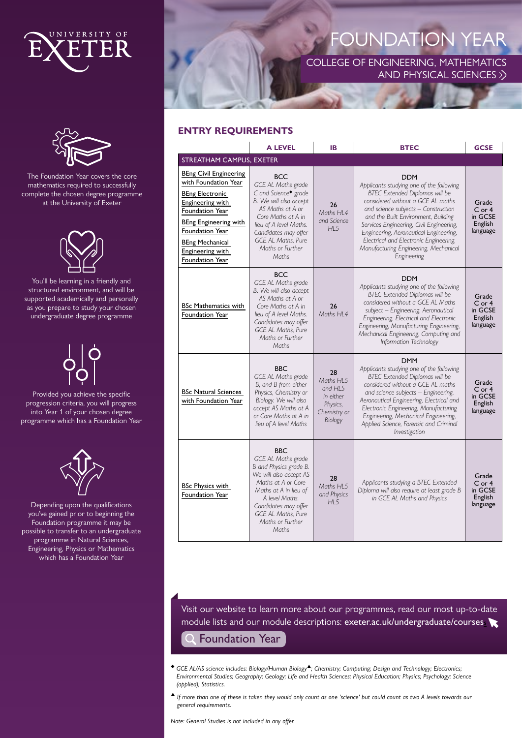# FOUNDATION YEAR

## COLLEGE OF ENGINEERING, MATHEMATICS AND PHYSICAL SCIENCES

The Foundation Year covers the core mathematics required to successfully complete the chosen degree programme at the University of Exeter

You'll be learning in a friendly and structured environment, and will be supported academically and personally as you prepare to study your chosen undergraduate degree programme

Provided you achieve the specific progression criteria, you will progress into Year 1 of your chosen degree programme which has a Foundation Year

Depending upon the qualifications you've gained prior to beginning the Foundation programme it may be possible to transfer to an undergraduate programme in Natural Sciences, Engineering, Physics or Mathematics which has a Foundation Year

## ENTRY REQUIREMENTS

| | A LEVEL | IB | BTEC | GCSE |
|---|---|---|---|---|
| STREATHAM CAMPUS, EXETER | | | | |
| BEng Civil Engineering with Foundation Year<br>BEng Electronic Engineering with Foundation Year<br>BEng Engineering with Foundation Year<br>BEng Mechanical Engineering with Foundation Year | BCC<br>*GCE AL Maths grade C and Science◆ grade B. We will also accept AS Maths at A or Core Maths at A in lieu of A level Maths. Candidates may offer GCE AL Maths, Pure Maths or Further Maths* | 26<br>*Maths HL4 and Science HL5* | DDM<br>*Applicants studying one of the following BTEC Extended Diplomas will be considered without a GCE AL maths and science subjects – Construction and the Built Environment, Building Services Engineering, Civil Engineering, Engineering, Aeronautical Engineering, Electrical and Electronic Engineering, Manufacturing Engineering, Mechanical Engineering* | Grade C or 4 in GCSE English language |
| BSc Mathematics with Foundation Year | BCC<br>*GCE AL Maths grade B. We will also accept AS Maths at A or Core Maths at A in lieu of A level Maths. Candidates may offer GCE AL Maths, Pure Maths or Further Maths* | 26<br>*Maths HL4* | DDM<br>*Applicants studying one of the following BTEC Extended Diplomas will be considered without a GCE AL Maths subject – Engineering, Aeronautical Engineering, Electrical and Electronic Engineering, Manufacturing Engineering, Mechanical Engineering, Computing and Information Technology* | Grade C or 4 in GCSE English language |
| BSc Natural Sciences with Foundation Year | BBC<br>*GCE AL Maths grade B, and B from either Physics, Chemistry or Biology. We will also accept AS Maths at A or Core Maths at A in lieu of A level Maths* | 28<br>*Maths HL5 and HL5 in either Physics, Chemistry or Biology* | DMM<br>*Applicants studying one of the following BTEC Extended Diplomas will be considered without a GCE AL maths and science subjects – Engineering, Aeronautical Engineering, Electrical and Electronic Engineering, Manufacturing Engineering, Mechanical Engineering, Applied Science, Forensic and Criminal Investigation* | Grade C or 4 in GCSE English language |
| BSc Physics with Foundation Year | BBC<br>*GCE AL Maths grade B and Physics grade B. We will also accept AS Maths at A or Core Maths at A in lieu of A level Maths. Candidates may offer GCE AL Maths, Pure Maths or Further Maths* | 28<br>*Maths HL5 and Physics HL5* | *Applicants studying a BTEC Extended Diploma will also require at least grade B in GCE AL Maths and Physics* | Grade C or 4 in GCSE English language |

Visit our website to learn more about our programmes, read our most up-to-date module lists and our module descriptions: **exeter.ac.uk/undergraduate/courses**

Foundation Year

◆ *GCE AL/AS science includes: Biology/Human Biology▲; Chemistry; Computing; Design and Technology; Electronics; Environmental Studies; Geography; Geology; Life and Health Sciences; Physical Education; Physics; Psychology; Science (applied); Statistics.*

▲ *If more than one of these is taken they would only count as one 'science' but could count as two A levels towards our general requirements.*

*Note: General Studies is not included in any offer.*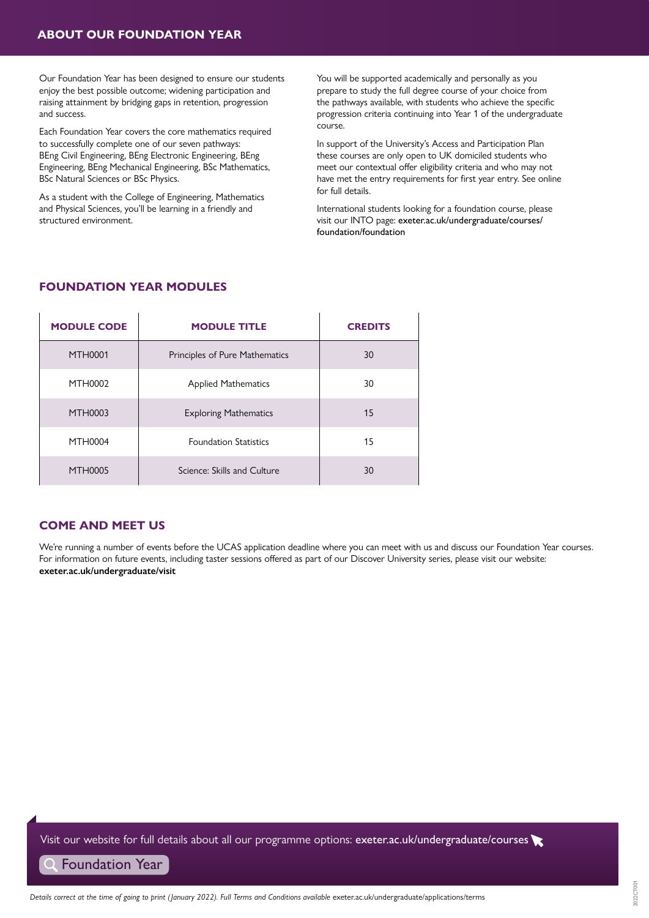## ABOUT OUR FOUNDATION YEAR

Our Foundation Year has been designed to ensure our students enjoy the best possible outcome; widening participation and raising attainment by bridging gaps in retention, progression and success.

Each Foundation Year covers the core mathematics required to successfully complete one of our seven pathways: BEng Civil Engineering, BEng Electronic Engineering, BEng Engineering, BEng Mechanical Engineering, BSc Mathematics, BSc Natural Sciences or BSc Physics.

As a student with the College of Engineering, Mathematics and Physical Sciences, you'll be learning in a friendly and structured environment.

You will be supported academically and personally as you prepare to study the full degree course of your choice from the pathways available, with students who achieve the specific progression criteria continuing into Year 1 of the undergraduate course.

In support of the University's Access and Participation Plan these courses are only open to UK domiciled students who meet our contextual offer eligibility criteria and who may not have met the entry requirements for first year entry. See online for full details.

International students looking for a foundation course, please visit our INTO page: exeter.ac.uk/undergraduate/courses/foundation/foundation

## FOUNDATION YEAR MODULES

| MODULE CODE | MODULE TITLE | CREDITS |
|---|---|---|
| MTH0001 | Principles of Pure Mathematics | 30 |
| MTH0002 | Applied Mathematics | 30 |
| MTH0003 | Exploring Mathematics | 15 |
| MTH0004 | Foundation Statistics | 15 |
| MTH0005 | Science: Skills and Culture | 30 |

## COME AND MEET US

We're running a number of events before the UCAS application deadline where you can meet with us and discuss our Foundation Year courses. For information on future events, including taster sessions offered as part of our Discover University series, please visit our website: **exeter.ac.uk/undergraduate/visit**

Visit our website for full details about all our programme options: exeter.ac.uk/undergraduate/courses

Foundation Year

*Details correct at the time of going to print (January 2022). Full Terms and Conditions available* exeter.ac.uk/undergraduate/applications/terms